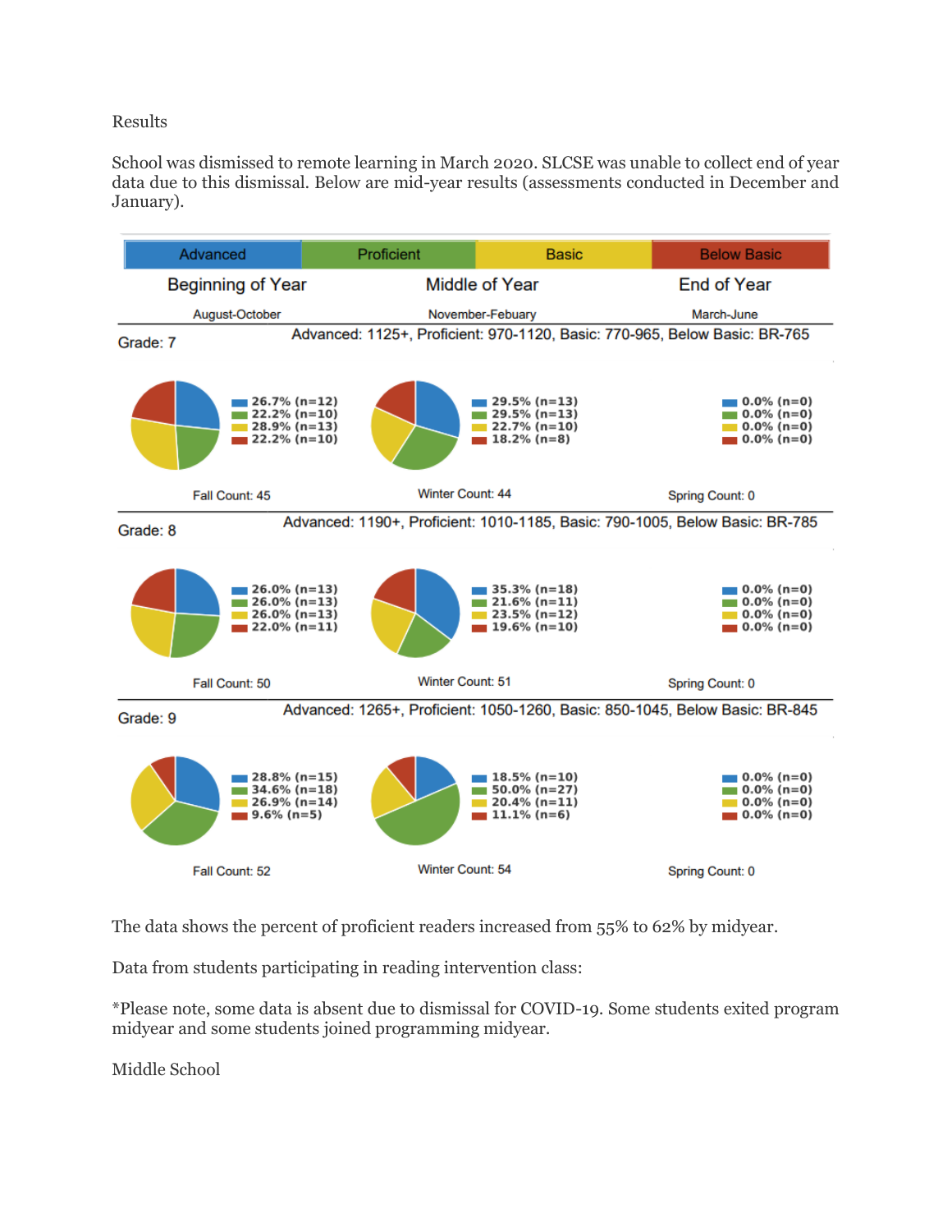Results

School was dismissed to remote learning in March 2020. SLCSE was unable to collect end of year data due to this dismissal. Below are mid-year results (assessments conducted in December and January).

| Advanced | Proficient | Basic | Below Basic |
|---|---|---|---|

| | Beginning of Year | Middle of Year | End of Year |
|---|---|---|---|
| | August-October | November-Febuary | March-June |

**Grade: 7** — Advanced: 1125+, Proficient: 970-1120, Basic: 770-965, Below Basic: BR-765

| | Beginning of Year | Middle of Year | End of Year |
|---|---|---|---|
| Advanced | 26.7% (n=12) | 29.5% (n=13) | 0.0% (n=0) |
| Proficient | 22.2% (n=10) | 29.5% (n=13) | 0.0% (n=0) |
| Basic | 28.9% (n=13) | 22.7% (n=10) | 0.0% (n=0) |
| Below Basic | 22.2% (n=10) | 18.2% (n=8) | 0.0% (n=0) |
| | Fall Count: 45 | Winter Count: 44 | Spring Count: 0 |

**Grade: 8** — Advanced: 1190+, Proficient: 1010-1185, Basic: 790-1005, Below Basic: BR-785

| | Beginning of Year | Middle of Year | End of Year |
|---|---|---|---|
| Advanced | 26.0% (n=13) | 35.3% (n=18) | 0.0% (n=0) |
| Proficient | 26.0% (n=13) | 21.6% (n=11) | 0.0% (n=0) |
| Basic | 26.0% (n=13) | 23.5% (n=12) | 0.0% (n=0) |
| Below Basic | 22.0% (n=11) | 19.6% (n=10) | 0.0% (n=0) |
| | Fall Count: 50 | Winter Count: 51 | Spring Count: 0 |

**Grade: 9** — Advanced: 1265+, Proficient: 1050-1260, Basic: 850-1045, Below Basic: BR-845

| | Beginning of Year | Middle of Year | End of Year |
|---|---|---|---|
| Advanced | 28.8% (n=15) | 18.5% (n=10) | 0.0% (n=0) |
| Proficient | 34.6% (n=18) | 50.0% (n=27) | 0.0% (n=0) |
| Basic | 26.9% (n=14) | 20.4% (n=11) | 0.0% (n=0) |
| Below Basic | 9.6% (n=5) | 11.1% (n=6) | 0.0% (n=0) |
| | Fall Count: 52 | Winter Count: 54 | Spring Count: 0 |

The data shows the percent of proficient readers increased from 55% to 62% by midyear.

Data from students participating in reading intervention class:

*Please note, some data is absent due to dismissal for COVID-19. Some students exited program midyear and some students joined programming midyear.

Middle School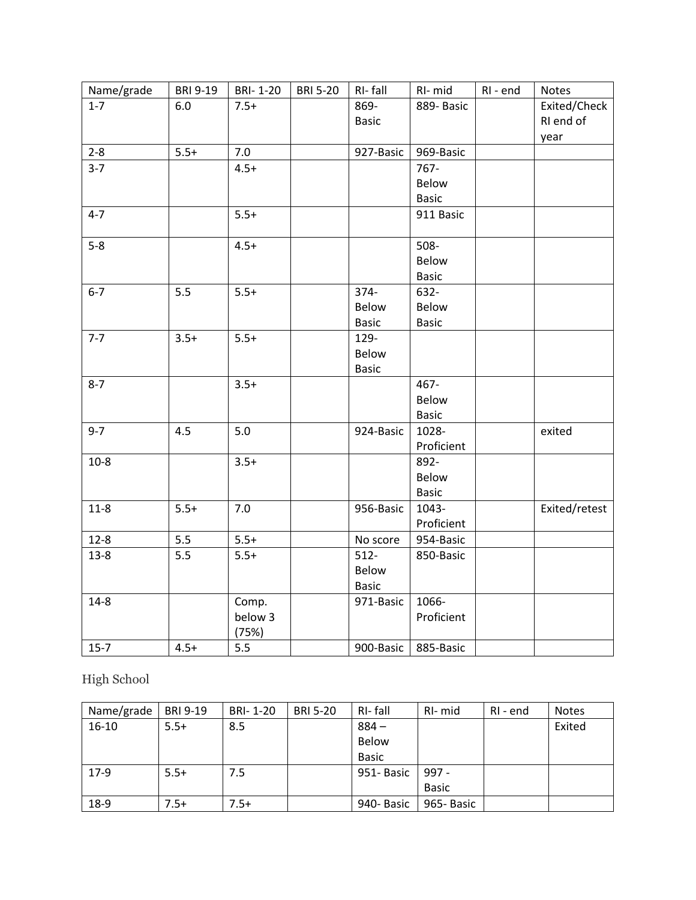| Name/grade | BRI 9-19 | BRI- 1-20 | BRI 5-20 | RI- fall | RI- mid | RI - end | Notes |
|---|---|---|---|---|---|---|---|
| 1-7 | 6.0 | 7.5+ | | 869-Basic | 889- Basic | | Exited/Check RI end of year |
| 2-8 | 5.5+ | 7.0 | | 927-Basic | 969-Basic | | |
| 3-7 | | 4.5+ | | | 767-Below Basic | | |
| 4-7 | | 5.5+ | | | 911 Basic | | |
| 5-8 | | 4.5+ | | | 508-Below Basic | | |
| 6-7 | 5.5 | 5.5+ | | 374-Below Basic | 632-Below Basic | | |
| 7-7 | 3.5+ | 5.5+ | | 129-Below Basic | | | |
| 8-7 | | 3.5+ | | | 467-Below Basic | | |
| 9-7 | 4.5 | 5.0 | | 924-Basic | 1028-Proficient | | exited |
| 10-8 | | 3.5+ | | | 892-Below Basic | | |
| 11-8 | 5.5+ | 7.0 | | 956-Basic | 1043-Proficient | | Exited/retest |
| 12-8 | 5.5 | 5.5+ | | No score | 954-Basic | | |
| 13-8 | 5.5 | 5.5+ | | 512-Below Basic | 850-Basic | | |
| 14-8 | | Comp. below 3 (75%) | | 971-Basic | 1066-Proficient | | |
| 15-7 | 4.5+ | 5.5 | | 900-Basic | 885-Basic | | |

High School

| Name/grade | BRI 9-19 | BRI- 1-20 | BRI 5-20 | RI- fall | RI- mid | RI - end | Notes |
|---|---|---|---|---|---|---|---|
| 16-10 | 5.5+ | 8.5 | | 884 – Below Basic | | | Exited |
| 17-9 | 5.5+ | 7.5 | | 951- Basic | 997 - Basic | | |
| 18-9 | 7.5+ | 7.5+ | | 940- Basic | 965- Basic | | |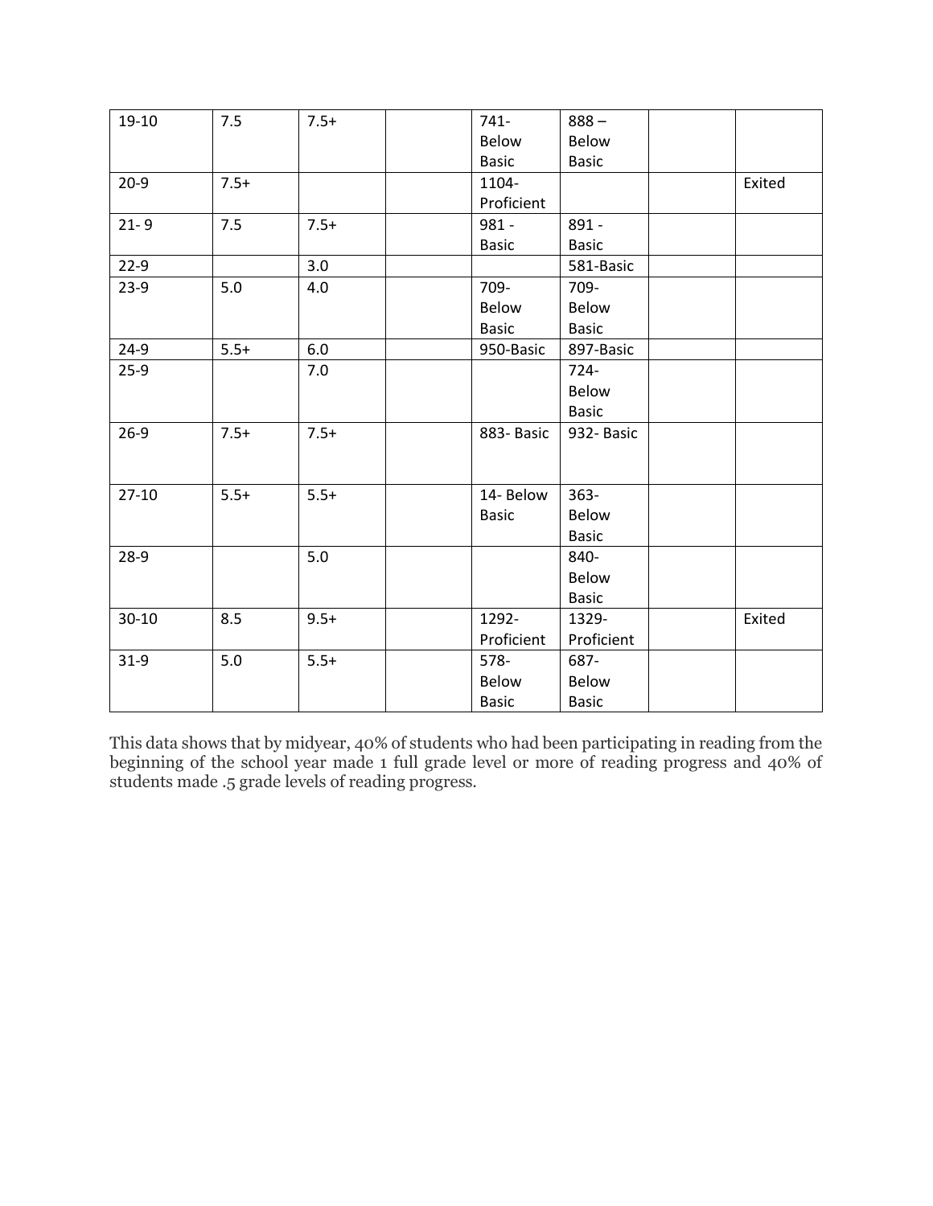| | | | | | | | |
|---|---|---|---|---|---|---|---|
| 19-10 | 7.5 | 7.5+ | | 741- Below Basic | 888 – Below Basic | | |
| 20-9 | 7.5+ | | | 1104- Proficient | | | Exited |
| 21- 9 | 7.5 | 7.5+ | | 981 - Basic | 891 - Basic | | |
| 22-9 | | 3.0 | | | 581-Basic | | |
| 23-9 | 5.0 | 4.0 | | 709- Below Basic | 709- Below Basic | | |
| 24-9 | 5.5+ | 6.0 | | 950-Basic | 897-Basic | | |
| 25-9 | | 7.0 | | | 724- Below Basic | | |
| 26-9 | 7.5+ | 7.5+ | | 883- Basic | 932- Basic | | |
| 27-10 | 5.5+ | 5.5+ | | 14- Below Basic | 363- Below Basic | | |
| 28-9 | | 5.0 | | | 840- Below Basic | | |
| 30-10 | 8.5 | 9.5+ | | 1292- Proficient | 1329- Proficient | | Exited |
| 31-9 | 5.0 | 5.5+ | | 578- Below Basic | 687- Below Basic | | |

This data shows that by midyear, 40% of students who had been participating in reading from the beginning of the school year made 1 full grade level or more of reading progress and 40% of students made .5 grade levels of reading progress.